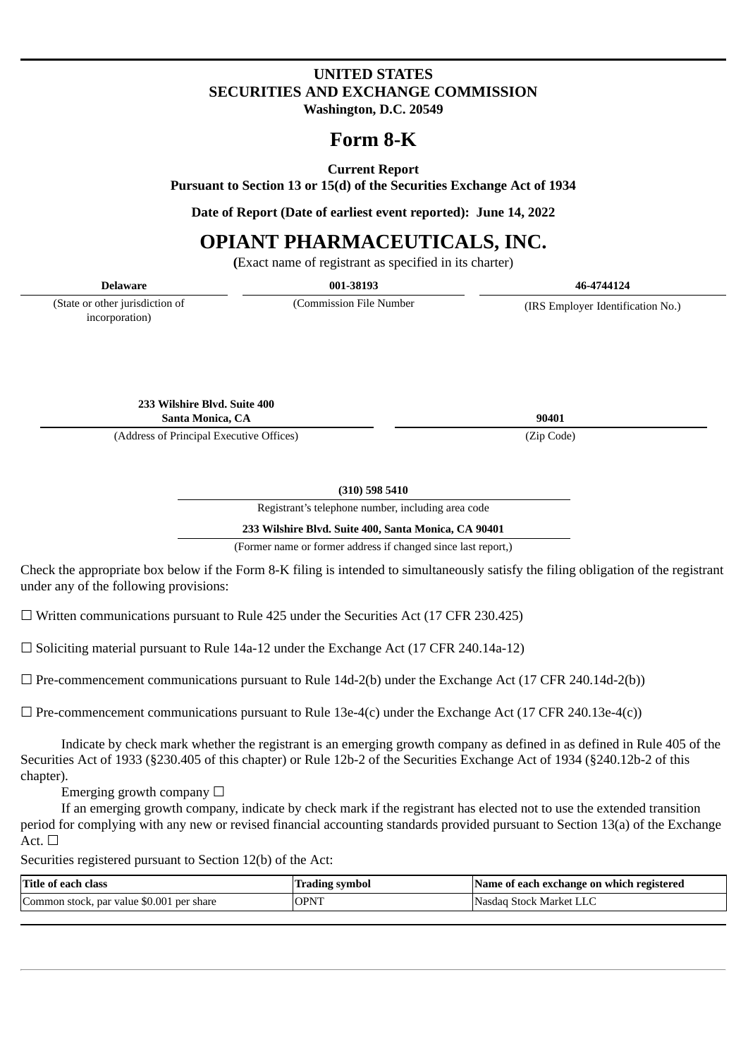**UNITED STATES**
**SECURITIES AND EXCHANGE COMMISSION**
**Washington, D.C. 20549**

# Form 8-K

**Current Report**
**Pursuant to Section 13 or 15(d) of the Securities Exchange Act of 1934**

**Date of Report (Date of earliest event reported): June 14, 2022**

# OPIANT PHARMACEUTICALS, INC.

(Exact name of registrant as specified in its charter)

| **Delaware** | **001-38193** | **46-4744124** |
|---|---|---|
| (State or other jurisdiction of incorporation) | (Commission File Number | (IRS Employer Identification No.) |

| **233 Wilshire Blvd. Suite 400 Santa Monica, CA** | **90401** |
|---|---|
| (Address of Principal Executive Offices) | (Zip Code) |

**(310) 598 5410**
Registrant's telephone number, including area code

**233 Wilshire Blvd. Suite 400, Santa Monica, CA 90401**
(Former name or former address if changed since last report,)

Check the appropriate box below if the Form 8-K filing is intended to simultaneously satisfy the filing obligation of the registrant under any of the following provisions:

☐ Written communications pursuant to Rule 425 under the Securities Act (17 CFR 230.425)

☐ Soliciting material pursuant to Rule 14a-12 under the Exchange Act (17 CFR 240.14a-12)

☐ Pre-commencement communications pursuant to Rule 14d-2(b) under the Exchange Act (17 CFR 240.14d-2(b))

☐ Pre-commencement communications pursuant to Rule 13e-4(c) under the Exchange Act (17 CFR 240.13e-4(c))

Indicate by check mark whether the registrant is an emerging growth company as defined in as defined in Rule 405 of the Securities Act of 1933 (§230.405 of this chapter) or Rule 12b-2 of the Securities Exchange Act of 1934 (§240.12b-2 of this chapter).

Emerging growth company ☐

If an emerging growth company, indicate by check mark if the registrant has elected not to use the extended transition period for complying with any new or revised financial accounting standards provided pursuant to Section 13(a) of the Exchange Act. ☐

Securities registered pursuant to Section 12(b) of the Act:

| Title of each class | Trading symbol | Name of each exchange on which registered |
|---|---|---|
| Common stock, par value $0.001 per share | OPNT | Nasdaq Stock Market LLC |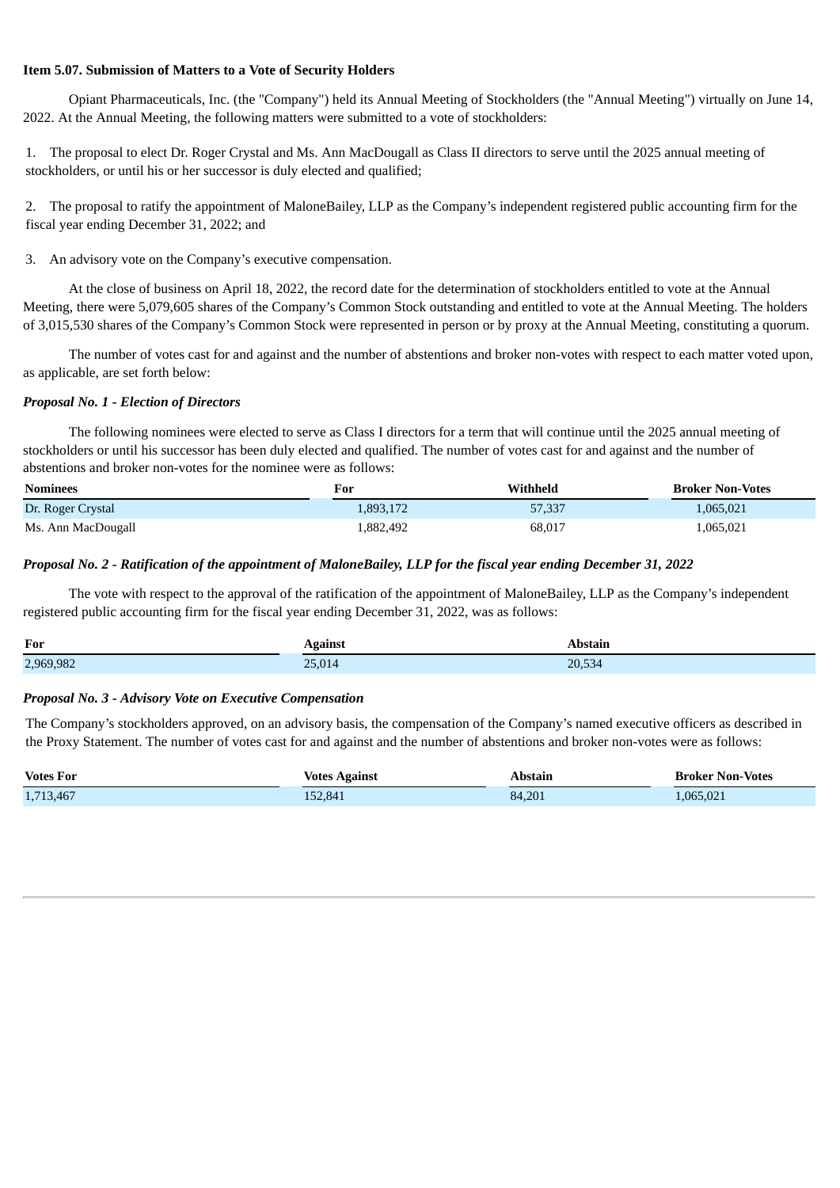**Item 5.07. Submission of Matters to a Vote of Security Holders**

Opiant Pharmaceuticals, Inc. (the "Company") held its Annual Meeting of Stockholders (the "Annual Meeting") virtually on June 14, 2022. At the Annual Meeting, the following matters were submitted to a vote of stockholders:

1. The proposal to elect Dr. Roger Crystal and Ms. Ann MacDougall as Class II directors to serve until the 2025 annual meeting of stockholders, or until his or her successor is duly elected and qualified;

2. The proposal to ratify the appointment of MaloneBailey, LLP as the Company's independent registered public accounting firm for the fiscal year ending December 31, 2022; and

3. An advisory vote on the Company's executive compensation.

At the close of business on April 18, 2022, the record date for the determination of stockholders entitled to vote at the Annual Meeting, there were 5,079,605 shares of the Company's Common Stock outstanding and entitled to vote at the Annual Meeting. The holders of 3,015,530 shares of the Company's Common Stock were represented in person or by proxy at the Annual Meeting, constituting a quorum.

The number of votes cast for and against and the number of abstentions and broker non-votes with respect to each matter voted upon, as applicable, are set forth below:

***Proposal No. 1 - Election of Directors***

The following nominees were elected to serve as Class I directors for a term that will continue until the 2025 annual meeting of stockholders or until his successor has been duly elected and qualified. The number of votes cast for and against and the number of abstentions and broker non-votes for the nominee were as follows:

| Nominees | For | Withheld | Broker Non-Votes |
|---|---|---|---|
| Dr. Roger Crystal | 1,893,172 | 57,337 | 1,065,021 |
| Ms. Ann MacDougall | 1,882,492 | 68,017 | 1,065,021 |

***Proposal No. 2 - Ratification of the appointment of MaloneBailey, LLP for the fiscal year ending December 31, 2022***

The vote with respect to the approval of the ratification of the appointment of MaloneBailey, LLP as the Company's independent registered public accounting firm for the fiscal year ending December 31, 2022, was as follows:

| For | Against | Abstain |
|---|---|---|
| 2,969,982 | 25,014 | 20,534 |

***Proposal No. 3 - Advisory Vote on Executive Compensation***

The Company's stockholders approved, on an advisory basis, the compensation of the Company's named executive officers as described in the Proxy Statement. The number of votes cast for and against and the number of abstentions and broker non-votes were as follows:

| Votes For | Votes Against | Abstain | Broker Non-Votes |
|---|---|---|---|
| 1,713,467 | 152,841 | 84,201 | 1,065,021 |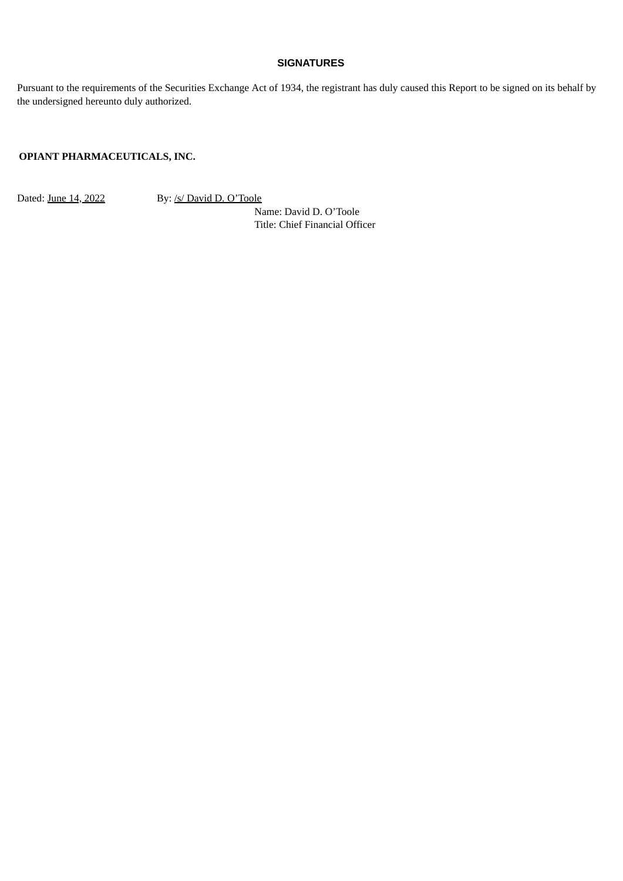## SIGNATURES

Pursuant to the requirements of the Securities Exchange Act of 1934, the registrant has duly caused this Report to be signed on its behalf by the undersigned hereunto duly authorized.

**OPIANT PHARMACEUTICALS, INC.**

Dated: June 14, 2022 By: /s/ David D. O'Toole

Name: David D. O'Toole

Title: Chief Financial Officer